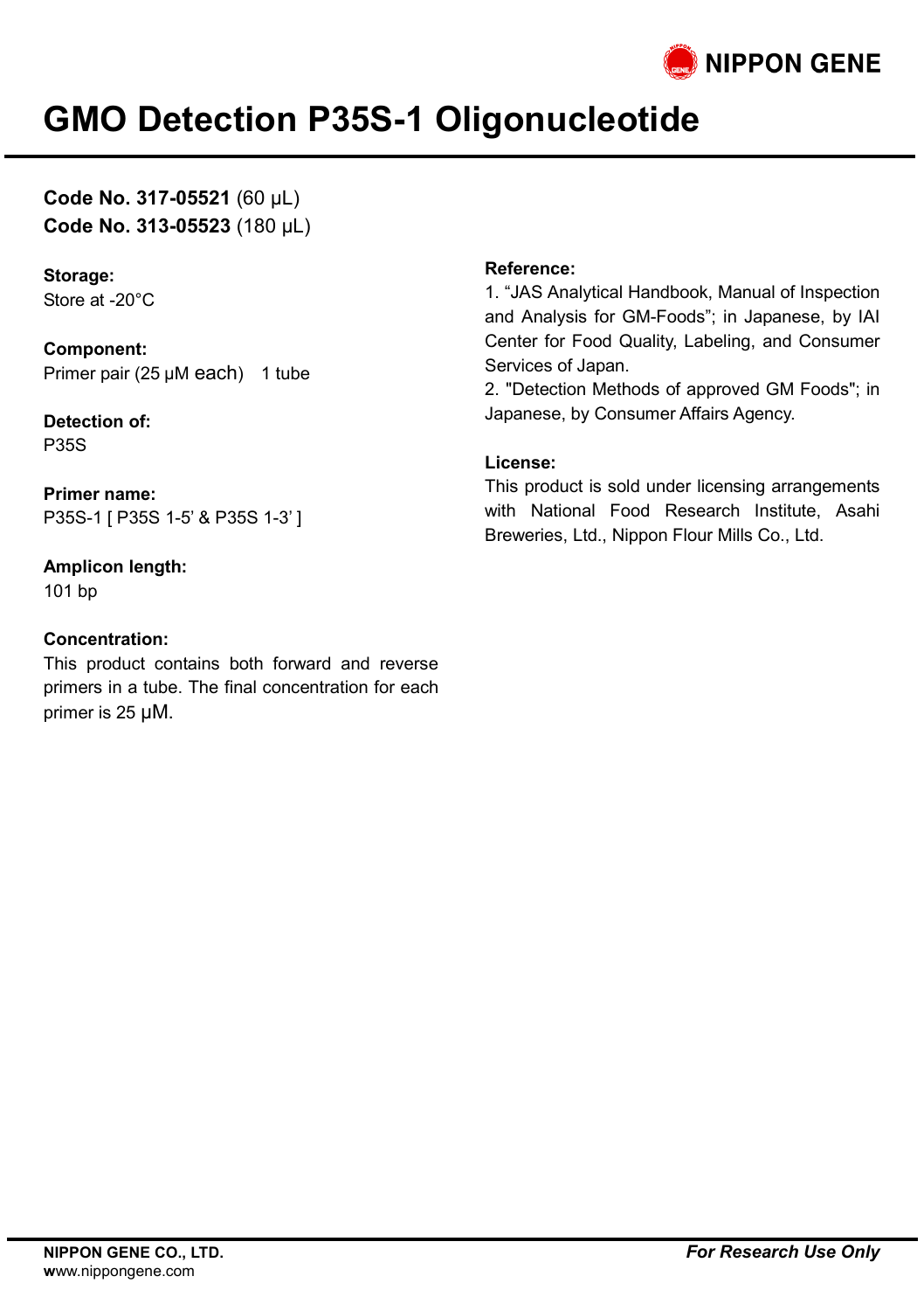# GMO Detection P35S-1 Oligonucleotide

**Code No. 317-05521** (60 µL)
**Code No. 313-05523** (180 µL)

**Storage:**
Store at -20°C

**Component:**
Primer pair (25 µM each) 1 tube

**Detection of:**
P35S

**Primer name:**
P35S-1 [ P35S 1-5' & P35S 1-3' ]

**Amplicon length:**
101 bp

**Concentration:**
This product contains both forward and reverse primers in a tube. The final concentration for each primer is 25 µM.

**Reference:**
1. "JAS Analytical Handbook, Manual of Inspection and Analysis for GM-Foods"; in Japanese, by IAI Center for Food Quality, Labeling, and Consumer Services of Japan.
2. "Detection Methods of approved GM Foods"; in Japanese, by Consumer Affairs Agency.

**License:**
This product is sold under licensing arrangements with National Food Research Institute, Asahi Breweries, Ltd., Nippon Flour Mills Co., Ltd.

**NIPPON GENE CO., LTD.**
www.nippongene.com

***For Research Use Only***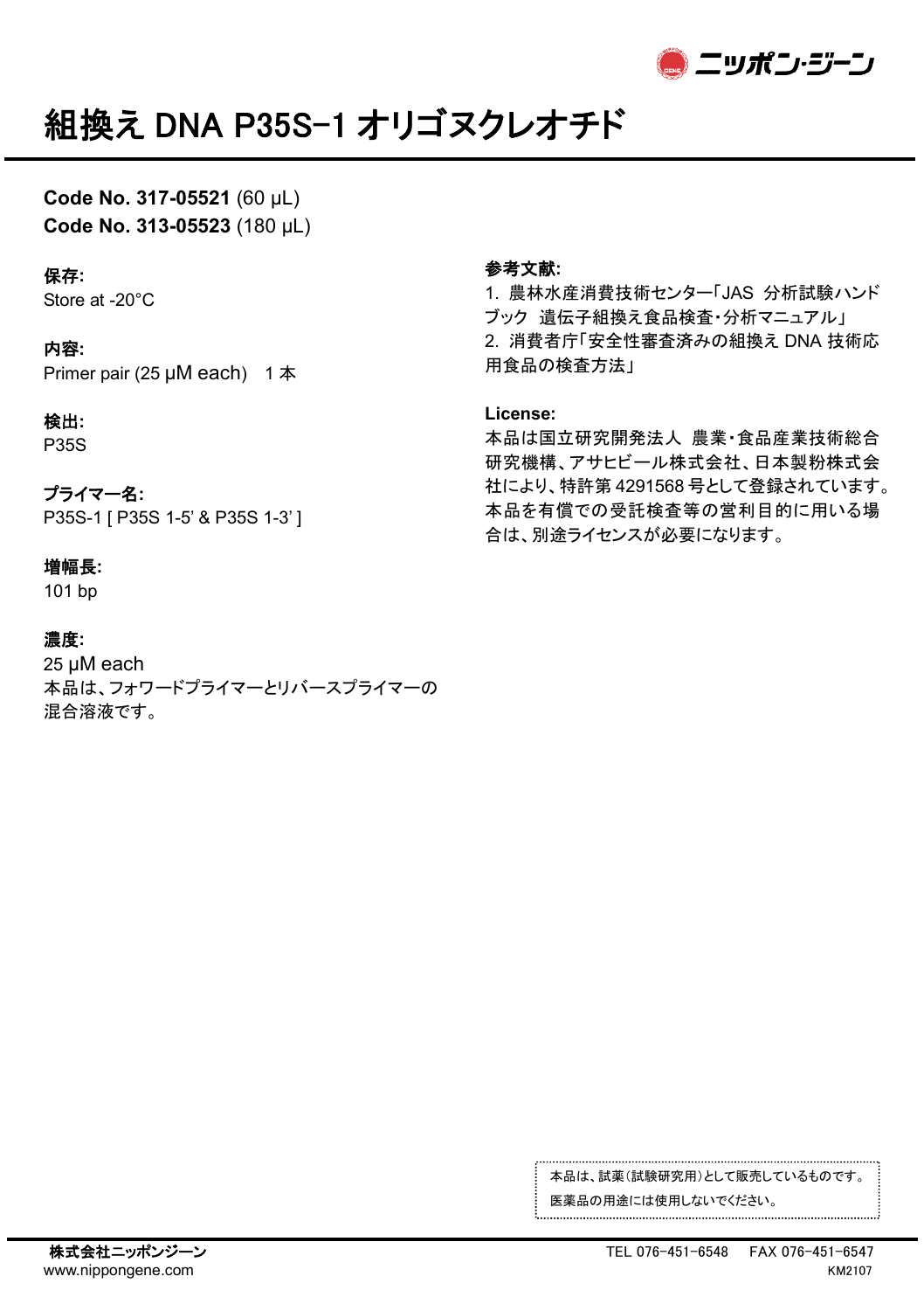# 組換え DNA P35S-1 オリゴヌクレオチド

**Code No. 317-05521** (60 µL)
**Code No. 313-05523** (180 µL)

**保存:**
Store at -20°C

**内容:**
Primer pair (25 µM each)　1 本

**検出:**
P35S

**プライマー名:**
P35S-1 [ P35S 1-5' & P35S 1-3' ]

**増幅長:**
101 bp

**濃度:**
25 µM each
本品は、フォワードプライマーとリバースプライマーの混合溶液です。

**参考文献:**
1. 農林水産消費技術センター「JAS 分析試験ハンドブック 遺伝子組換え食品検査・分析マニュアル」
2. 消費者庁「安全性審査済みの組換え DNA 技術応用食品の検査方法」

**License:**
本品は国立研究開発法人 農業・食品産業技術総合研究機構、アサヒビール株式会社、日本製粉株式会社により、特許第 4291568 号として登録されています。本品を有償での受託検査等の営利目的に用いる場合は、別途ライセンスが必要になります。

本品は、試薬(試験研究用)として販売しているものです。
医薬品の用途には使用しないでください。

株式会社ニッポンジーン
www.nippongene.com
TEL 076-451-6548　FAX 076-451-6547
KM2107